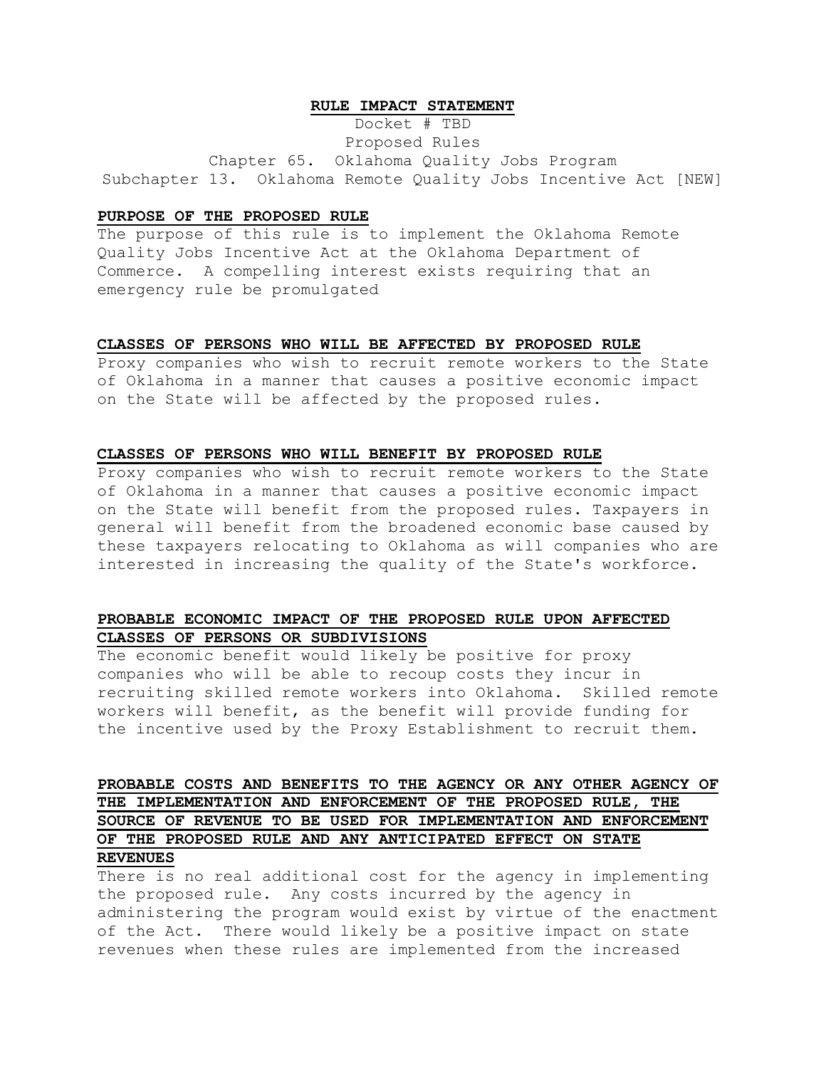# RULE IMPACT STATEMENT

Docket # TBD

Proposed Rules

Chapter 65. Oklahoma Quality Jobs Program

Subchapter 13. Oklahoma Remote Quality Jobs Incentive Act [NEW]

## PURPOSE OF THE PROPOSED RULE

The purpose of this rule is to implement the Oklahoma Remote Quality Jobs Incentive Act at the Oklahoma Department of Commerce. A compelling interest exists requiring that an emergency rule be promulgated

## CLASSES OF PERSONS WHO WILL BE AFFECTED BY PROPOSED RULE

Proxy companies who wish to recruit remote workers to the State of Oklahoma in a manner that causes a positive economic impact on the State will be affected by the proposed rules.

## CLASSES OF PERSONS WHO WILL BENEFIT BY PROPOSED RULE

Proxy companies who wish to recruit remote workers to the State of Oklahoma in a manner that causes a positive economic impact on the State will benefit from the proposed rules. Taxpayers in general will benefit from the broadened economic base caused by these taxpayers relocating to Oklahoma as will companies who are interested in increasing the quality of the State's workforce.

## PROBABLE ECONOMIC IMPACT OF THE PROPOSED RULE UPON AFFECTED CLASSES OF PERSONS OR SUBDIVISIONS

The economic benefit would likely be positive for proxy companies who will be able to recoup costs they incur in recruiting skilled remote workers into Oklahoma. Skilled remote workers will benefit, as the benefit will provide funding for the incentive used by the Proxy Establishment to recruit them.

## PROBABLE COSTS AND BENEFITS TO THE AGENCY OR ANY OTHER AGENCY OF THE IMPLEMENTATION AND ENFORCEMENT OF THE PROPOSED RULE, THE SOURCE OF REVENUE TO BE USED FOR IMPLEMENTATION AND ENFORCEMENT OF THE PROPOSED RULE AND ANY ANTICIPATED EFFECT ON STATE REVENUES

There is no real additional cost for the agency in implementing the proposed rule. Any costs incurred by the agency in administering the program would exist by virtue of the enactment of the Act. There would likely be a positive impact on state revenues when these rules are implemented from the increased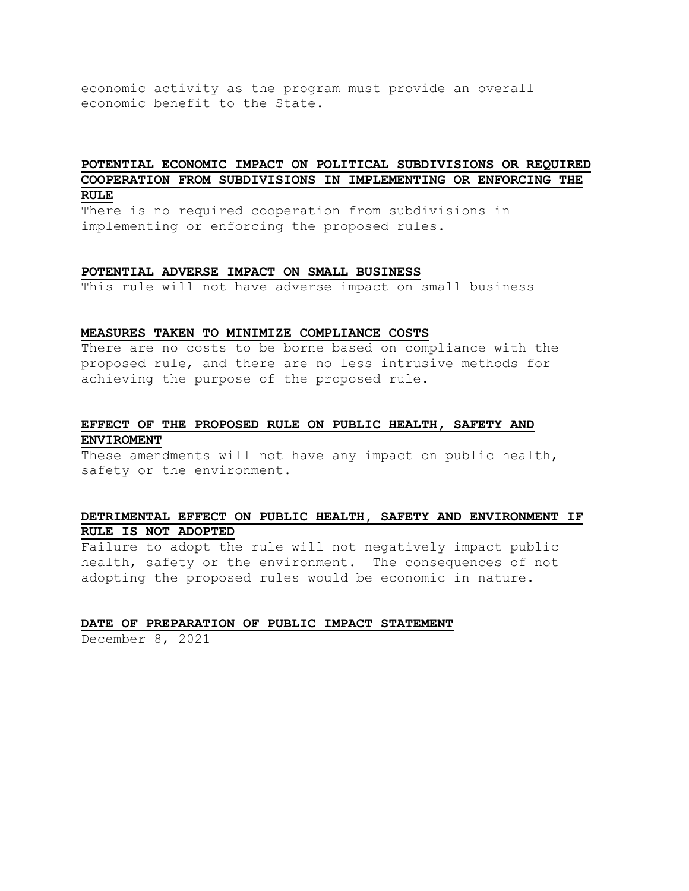economic activity as the program must provide an overall economic benefit to the State.

## POTENTIAL ECONOMIC IMPACT ON POLITICAL SUBDIVISIONS OR REQUIRED COOPERATION FROM SUBDIVISIONS IN IMPLEMENTING OR ENFORCING THE RULE

There is no required cooperation from subdivisions in implementing or enforcing the proposed rules.

## POTENTIAL ADVERSE IMPACT ON SMALL BUSINESS

This rule will not have adverse impact on small business

## MEASURES TAKEN TO MINIMIZE COMPLIANCE COSTS

There are no costs to be borne based on compliance with the proposed rule, and there are no less intrusive methods for achieving the purpose of the proposed rule.

## EFFECT OF THE PROPOSED RULE ON PUBLIC HEALTH, SAFETY AND ENVIROMENT

These amendments will not have any impact on public health, safety or the environment.

## DETRIMENTAL EFFECT ON PUBLIC HEALTH, SAFETY AND ENVIRONMENT IF RULE IS NOT ADOPTED

Failure to adopt the rule will not negatively impact public health, safety or the environment. The consequences of not adopting the proposed rules would be economic in nature.

## DATE OF PREPARATION OF PUBLIC IMPACT STATEMENT

December 8, 2021